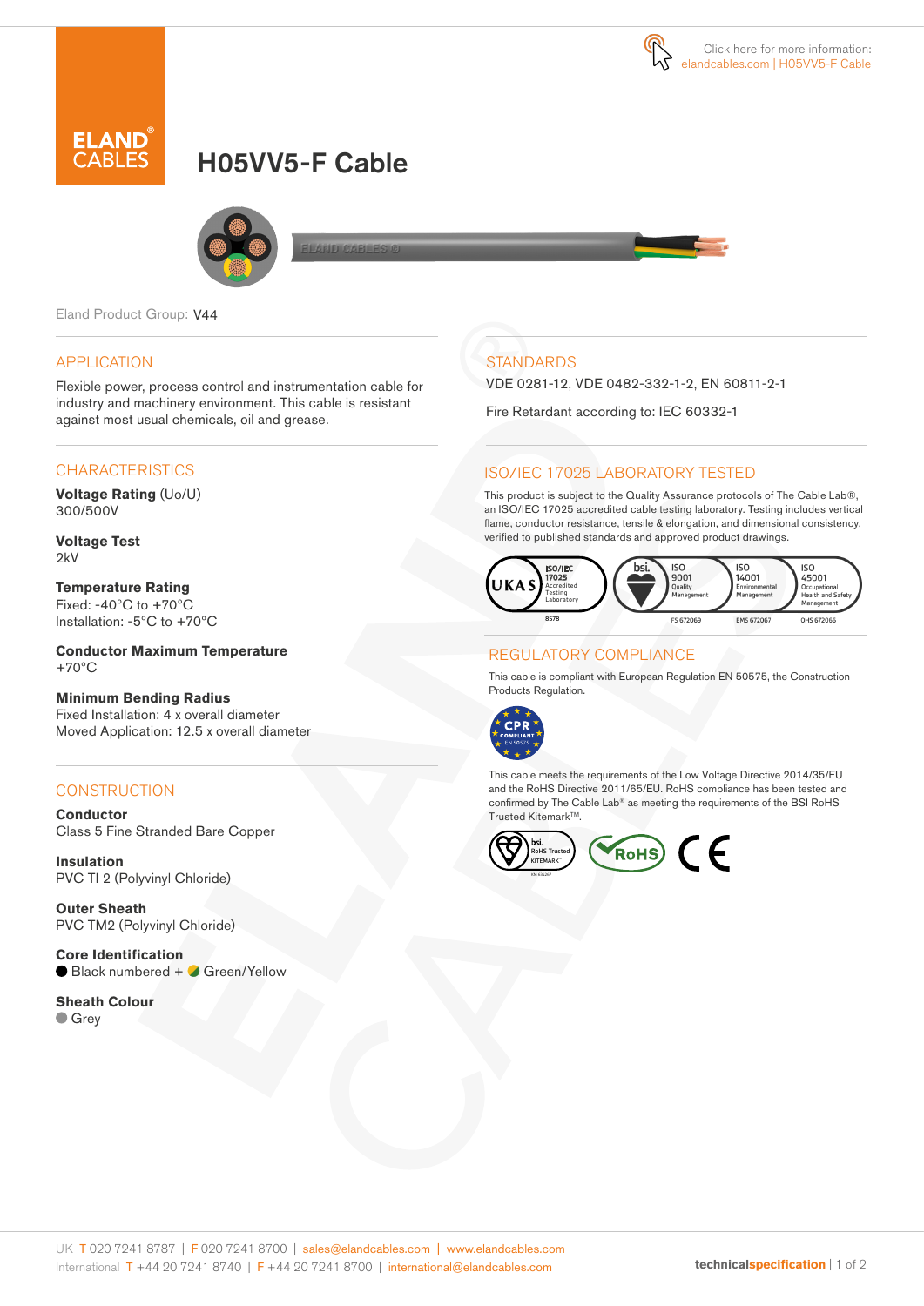Click here for more information: elandcables.com | H05VV5-F Cable

# H05VV5-F Cable

Eland Product Group: V44

## APPLICATION

Flexible power, process control and instrumentation cable for industry and machinery environment. This cable is resistant against most usual chemicals, oil and grease.

## CHARACTERISTICS

**Voltage Rating** (Uo/U)
300/500V

**Voltage Test**
2kV

**Temperature Rating**
Fixed: -40°C to +70°C
Installation: -5°C to +70°C

**Conductor Maximum Temperature**
+70°C

**Minimum Bending Radius**
Fixed Installation: 4 x overall diameter
Moved Application: 12.5 x overall diameter

## CONSTRUCTION

**Conductor**
Class 5 Fine Stranded Bare Copper

**Insulation**
PVC TI 2 (Polyvinyl Chloride)

**Outer Sheath**
PVC TM2 (Polyvinyl Chloride)

**Core Identification**
Black numbered + Green/Yellow

**Sheath Colour**
Grey

## STANDARDS

VDE 0281-12, VDE 0482-332-1-2, EN 60811-2-1

Fire Retardant according to: IEC 60332-1

## ISO/IEC 17025 LABORATORY TESTED

This product is subject to the Quality Assurance protocols of The Cable Lab®, an ISO/IEC 17025 accredited cable testing laboratory. Testing includes vertical flame, conductor resistance, tensile & elongation, and dimensional consistency, verified to published standards and approved product drawings.

UKAS ISO/IEC 17025 Accredited Testing Laboratory 8578 | bsi. ISO 9001 Quality Management FS 672069 | ISO 14001 Environmental Management EMS 672067 | ISO 45001 Occupational Health and Safety Management OHS 672066

## REGULATORY COMPLIANCE

This cable is compliant with European Regulation EN 50575, the Construction Products Regulation.

CPR COMPLIANT EN 50575

This cable meets the requirements of the Low Voltage Directive 2014/35/EU and the RoHS Directive 2011/65/EU. RoHS compliance has been tested and confirmed by The Cable Lab® as meeting the requirements of the BSI RoHS Trusted Kitemark™.

bsi. RoHS Trusted KITEMARK™ | RoHS | CE

UK T 020 7241 8787 | F 020 7241 8700 | sales@elandcables.com | www.elandcables.com
International T +44 20 7241 8740 | F +44 20 7241 8700 | international@elandcables.com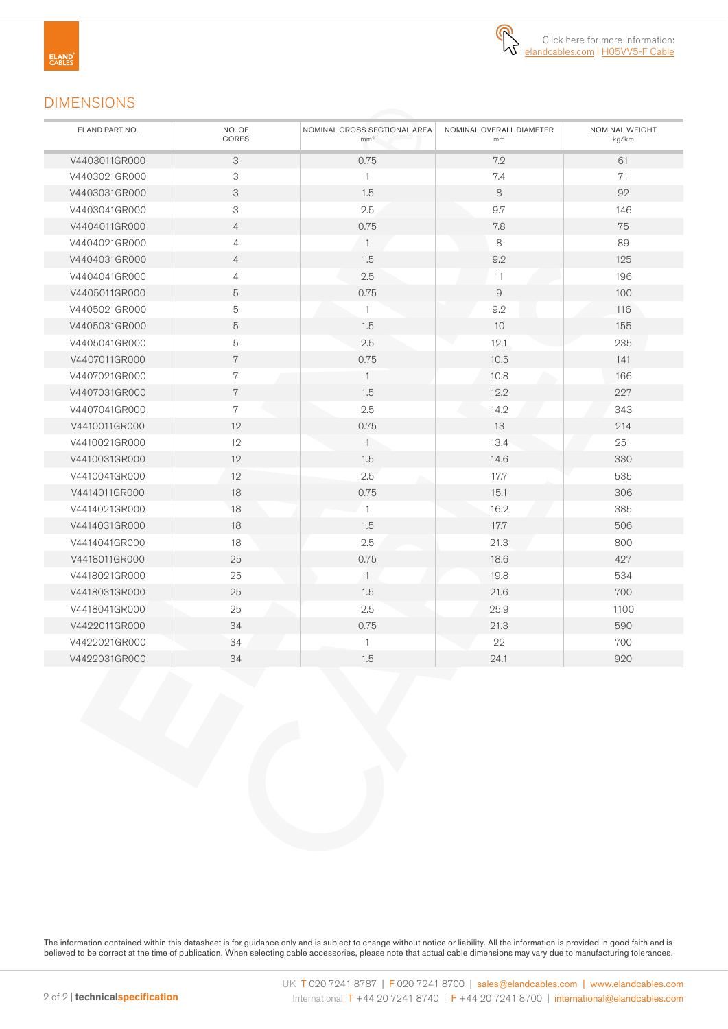Click here for more information: elandcables.com | H05VV5-F Cable

## DIMENSIONS

| ELAND PART NO. | NO. OF CORES | NOMINAL CROSS SECTIONAL AREA mm² | NOMINAL OVERALL DIAMETER mm | NOMINAL WEIGHT kg/km |
|---|---|---|---|---|
| V4403011GR000 | 3 | 0.75 | 7.2 | 61 |
| V4403021GR000 | 3 | 1 | 7.4 | 71 |
| V4403031GR000 | 3 | 1.5 | 8 | 92 |
| V4403041GR000 | 3 | 2.5 | 9.7 | 146 |
| V4404011GR000 | 4 | 0.75 | 7.8 | 75 |
| V4404021GR000 | 4 | 1 | 8 | 89 |
| V4404031GR000 | 4 | 1.5 | 9.2 | 125 |
| V4404041GR000 | 4 | 2.5 | 11 | 196 |
| V4405011GR000 | 5 | 0.75 | 9 | 100 |
| V4405021GR000 | 5 | 1 | 9.2 | 116 |
| V4405031GR000 | 5 | 1.5 | 10 | 155 |
| V4405041GR000 | 5 | 2.5 | 12.1 | 235 |
| V4407011GR000 | 7 | 0.75 | 10.5 | 141 |
| V4407021GR000 | 7 | 1 | 10.8 | 166 |
| V4407031GR000 | 7 | 1.5 | 12.2 | 227 |
| V4407041GR000 | 7 | 2.5 | 14.2 | 343 |
| V4410011GR000 | 12 | 0.75 | 13 | 214 |
| V4410021GR000 | 12 | 1 | 13.4 | 251 |
| V4410031GR000 | 12 | 1.5 | 14.6 | 330 |
| V4410041GR000 | 12 | 2.5 | 17.7 | 535 |
| V4414011GR000 | 18 | 0.75 | 15.1 | 306 |
| V4414021GR000 | 18 | 1 | 16.2 | 385 |
| V4414031GR000 | 18 | 1.5 | 17.7 | 506 |
| V4414041GR000 | 18 | 2.5 | 21.3 | 800 |
| V4418011GR000 | 25 | 0.75 | 18.6 | 427 |
| V4418021GR000 | 25 | 1 | 19.8 | 534 |
| V4418031GR000 | 25 | 1.5 | 21.6 | 700 |
| V4418041GR000 | 25 | 2.5 | 25.9 | 1100 |
| V4422011GR000 | 34 | 0.75 | 21.3 | 590 |
| V4422021GR000 | 34 | 1 | 22 | 700 |
| V4422031GR000 | 34 | 1.5 | 24.1 | 920 |

The information contained within this datasheet is for guidance only and is subject to change without notice or liability. All the information is provided in good faith and is believed to be correct at the time of publication. When selecting cable accessories, please note that actual cable dimensions may vary due to manufacturing tolerances.

UK T 020 7241 8787 | F 020 7241 8700 | sales@elandcables.com | www.elandcables.com
International T +44 20 7241 8740 | F +44 20 7241 8700 | international@elandcables.com